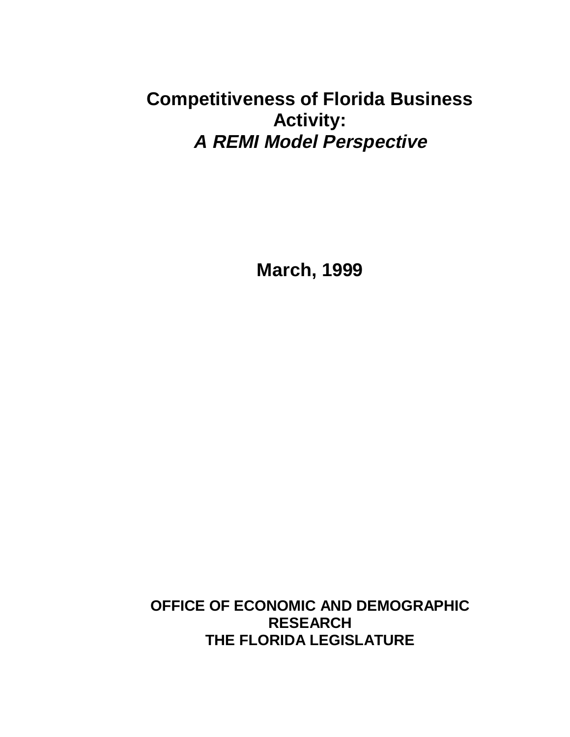# Competitiveness of Florida Business Activity:
## *A REMI Model Perspective*

**March, 1999**

**OFFICE OF ECONOMIC AND DEMOGRAPHIC RESEARCH**
**THE FLORIDA LEGISLATURE**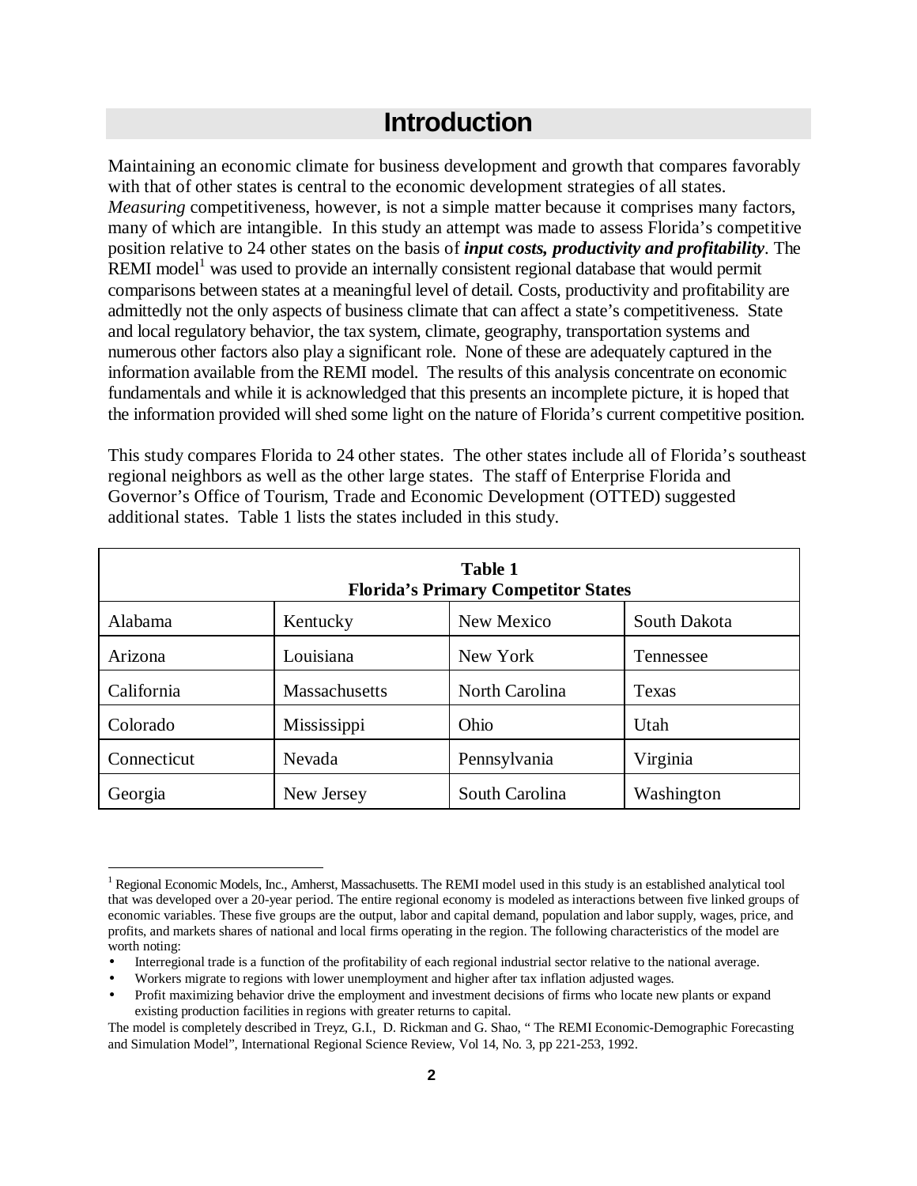# Introduction

Maintaining an economic climate for business development and growth that compares favorably with that of other states is central to the economic development strategies of all states. *Measuring* competitiveness, however, is not a simple matter because it comprises many factors, many of which are intangible. In this study an attempt was made to assess Florida's competitive position relative to 24 other states on the basis of ***input costs, productivity and profitability***. The REMI model[1] was used to provide an internally consistent regional database that would permit comparisons between states at a meaningful level of detail. Costs, productivity and profitability are admittedly not the only aspects of business climate that can affect a state's competitiveness. State and local regulatory behavior, the tax system, climate, geography, transportation systems and numerous other factors also play a significant role. None of these are adequately captured in the information available from the REMI model. The results of this analysis concentrate on economic fundamentals and while it is acknowledged that this presents an incomplete picture, it is hoped that the information provided will shed some light on the nature of Florida's current competitive position.

This study compares Florida to 24 other states. The other states include all of Florida's southeast regional neighbors as well as the other large states. The staff of Enterprise Florida and Governor's Office of Tourism, Trade and Economic Development (OTTED) suggested additional states. Table 1 lists the states included in this study.

**Table 1**
**Florida's Primary Competitor States**

| | | | |
|---|---|---|---|
| Alabama | Kentucky | New Mexico | South Dakota |
| Arizona | Louisiana | New York | Tennessee |
| California | Massachusetts | North Carolina | Texas |
| Colorado | Mississippi | Ohio | Utah |
| Connecticut | Nevada | Pennsylvania | Virginia |
| Georgia | New Jersey | South Carolina | Washington |

[1] Regional Economic Models, Inc., Amherst, Massachusetts. The REMI model used in this study is an established analytical tool that was developed over a 20-year period. The entire regional economy is modeled as interactions between five linked groups of economic variables. These five groups are the output, labor and capital demand, population and labor supply, wages, price, and profits, and markets shares of national and local firms operating in the region. The following characteristics of the model are worth noting:

- Interregional trade is a function of the profitability of each regional industrial sector relative to the national average.
- Workers migrate to regions with lower unemployment and higher after tax inflation adjusted wages.
- Profit maximizing behavior drive the employment and investment decisions of firms who locate new plants or expand existing production facilities in regions with greater returns to capital.

The model is completely described in Treyz, G.I., D. Rickman and G. Shao, " The REMI Economic-Demographic Forecasting and Simulation Model", International Regional Science Review, Vol 14, No. 3, pp 221-253, 1992.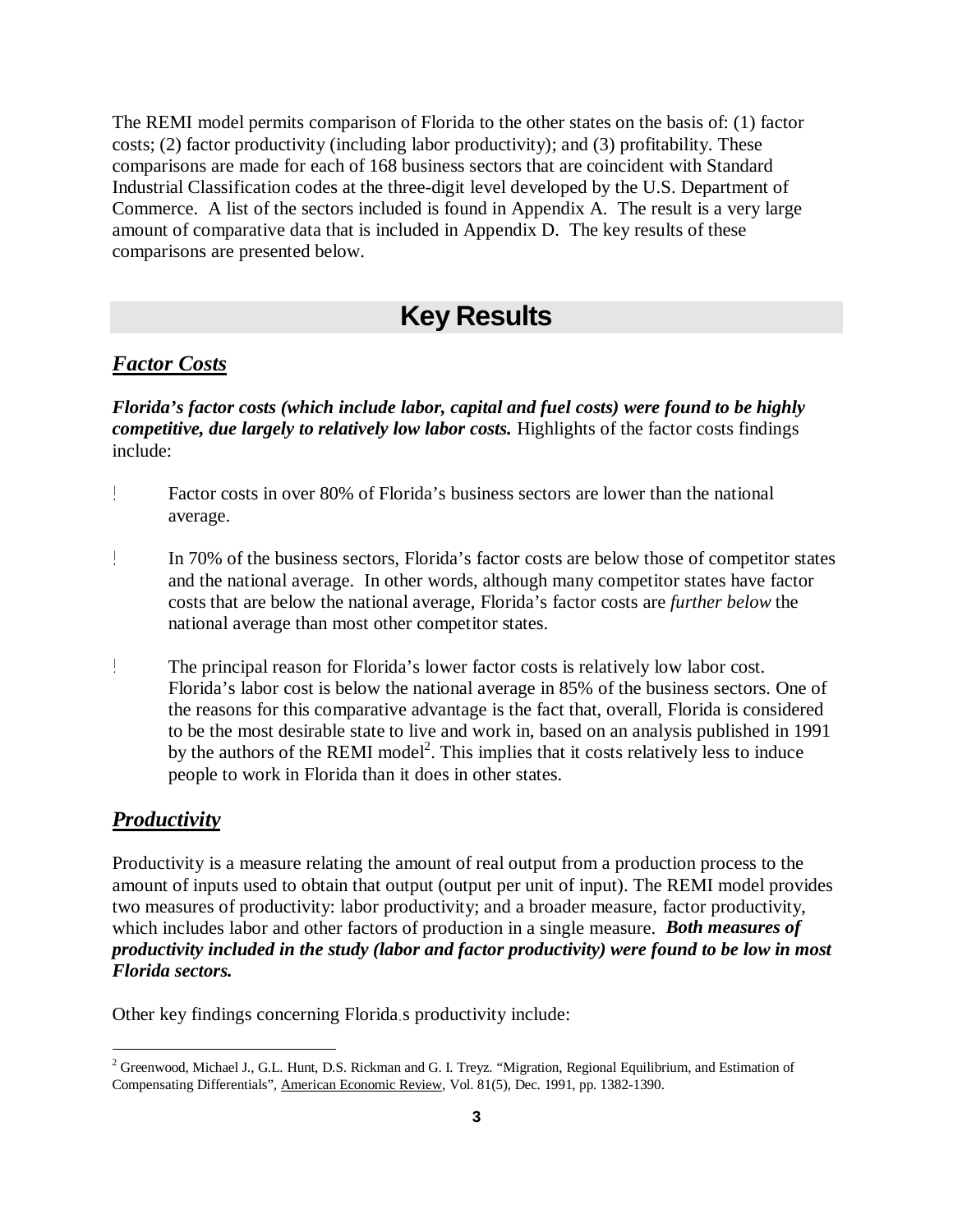The REMI model permits comparison of Florida to the other states on the basis of: (1) factor costs; (2) factor productivity (including labor productivity); and (3) profitability. These comparisons are made for each of 168 business sectors that are coincident with Standard Industrial Classification codes at the three-digit level developed by the U.S. Department of Commerce. A list of the sectors included is found in Appendix A. The result is a very large amount of comparative data that is included in Appendix D. The key results of these comparisons are presented below.

## Key Results

### ***Factor Costs***

***Florida's factor costs (which include labor, capital and fuel costs) were found to be highly competitive, due largely to relatively low labor costs.*** Highlights of the factor costs findings include:

- Factor costs in over 80% of Florida's business sectors are lower than the national average.
- In 70% of the business sectors, Florida's factor costs are below those of competitor states and the national average. In other words, although many competitor states have factor costs that are below the national average, Florida's factor costs are *further below* the national average than most other competitor states.
- The principal reason for Florida's lower factor costs is relatively low labor cost. Florida's labor cost is below the national average in 85% of the business sectors. One of the reasons for this comparative advantage is the fact that, overall, Florida is considered to be the most desirable state to live and work in, based on an analysis published in 1991 by the authors of the REMI model[2]. This implies that it costs relatively less to induce people to work in Florida than it does in other states.

### ***Productivity***

Productivity is a measure relating the amount of real output from a production process to the amount of inputs used to obtain that output (output per unit of input). The REMI model provides two measures of productivity: labor productivity; and a broader measure, factor productivity, which includes labor and other factors of production in a single measure. ***Both measures of productivity included in the study (labor and factor productivity) were found to be low in most Florida sectors.***

Other key findings concerning Florida's productivity include:

---

[2] Greenwood, Michael J., G.L. Hunt, D.S. Rickman and G. I. Treyz. "Migration, Regional Equilibrium, and Estimation of Compensating Differentials", American Economic Review, Vol. 81(5), Dec. 1991, pp. 1382-1390.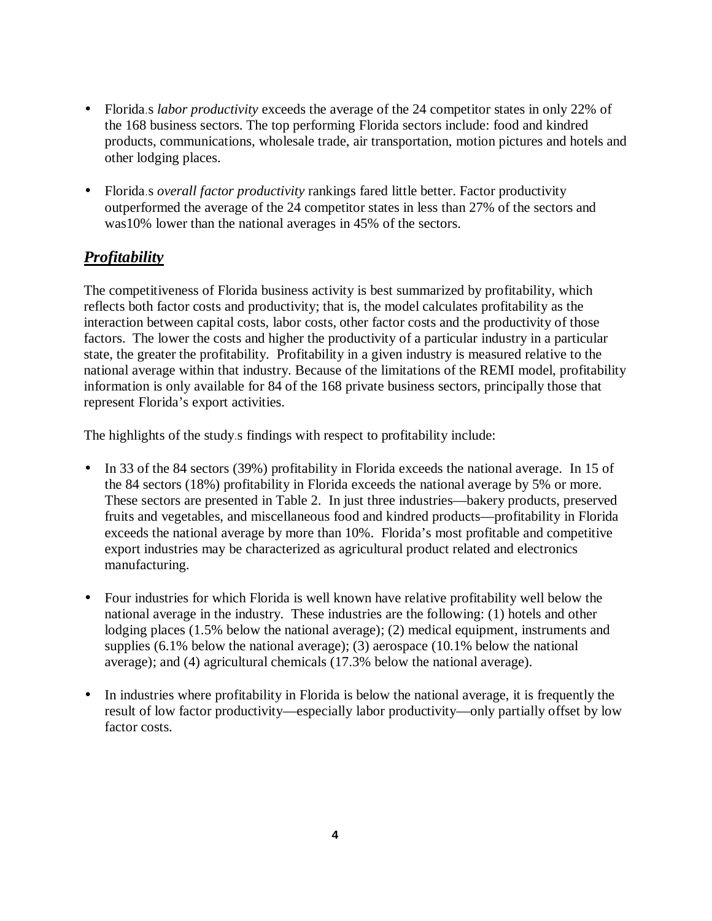- Florida.s *labor productivity* exceeds the average of the 24 competitor states in only 22% of the 168 business sectors. The top performing Florida sectors include: food and kindred products, communications, wholesale trade, air transportation, motion pictures and hotels and other lodging places.

- Florida.s *overall factor productivity* rankings fared little better. Factor productivity outperformed the average of the 24 competitor states in less than 27% of the sectors and was10% lower than the national averages in 45% of the sectors.

## ***Profitability***

The competitiveness of Florida business activity is best summarized by profitability, which reflects both factor costs and productivity; that is, the model calculates profitability as the interaction between capital costs, labor costs, other factor costs and the productivity of those factors. The lower the costs and higher the productivity of a particular industry in a particular state, the greater the profitability. Profitability in a given industry is measured relative to the national average within that industry. Because of the limitations of the REMI model, profitability information is only available for 84 of the 168 private business sectors, principally those that represent Florida's export activities.

The highlights of the study.s findings with respect to profitability include:

- In 33 of the 84 sectors (39%) profitability in Florida exceeds the national average. In 15 of the 84 sectors (18%) profitability in Florida exceeds the national average by 5% or more. These sectors are presented in Table 2. In just three industries—bakery products, preserved fruits and vegetables, and miscellaneous food and kindred products—profitability in Florida exceeds the national average by more than 10%. Florida's most profitable and competitive export industries may be characterized as agricultural product related and electronics manufacturing.

- Four industries for which Florida is well known have relative profitability well below the national average in the industry. These industries are the following: (1) hotels and other lodging places (1.5% below the national average); (2) medical equipment, instruments and supplies (6.1% below the national average); (3) aerospace (10.1% below the national average); and (4) agricultural chemicals (17.3% below the national average).

- In industries where profitability in Florida is below the national average, it is frequently the result of low factor productivity—especially labor productivity—only partially offset by low factor costs.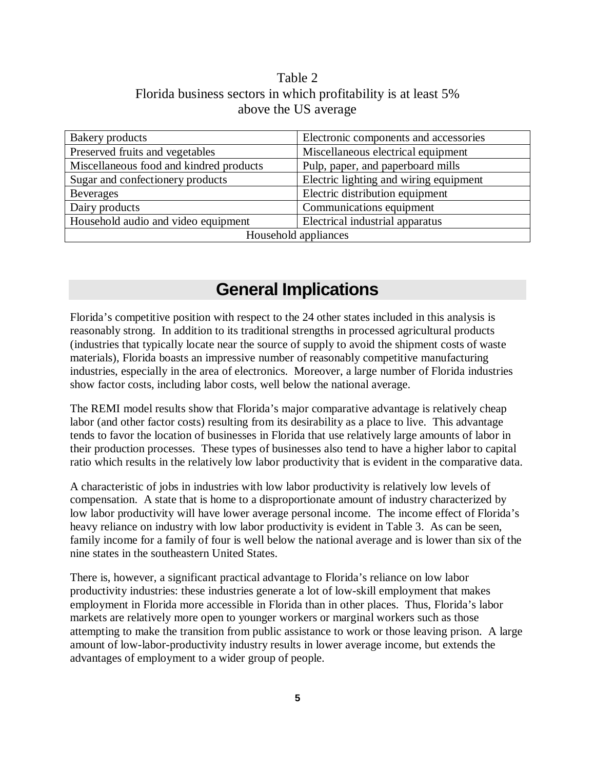Table 2
Florida business sectors in which profitability is at least 5% above the US average

| | |
|---|---|
| Bakery products | Electronic components and accessories |
| Preserved fruits and vegetables | Miscellaneous electrical equipment |
| Miscellaneous food and kindred products | Pulp, paper, and paperboard mills |
| Sugar and confectionery products | Electric lighting and wiring equipment |
| Beverages | Electric distribution equipment |
| Dairy products | Communications equipment |
| Household audio and video equipment | Electrical industrial apparatus |
| Household appliances | |

## General Implications

Florida's competitive position with respect to the 24 other states included in this analysis is reasonably strong. In addition to its traditional strengths in processed agricultural products (industries that typically locate near the source of supply to avoid the shipment costs of waste materials), Florida boasts an impressive number of reasonably competitive manufacturing industries, especially in the area of electronics. Moreover, a large number of Florida industries show factor costs, including labor costs, well below the national average.

The REMI model results show that Florida's major comparative advantage is relatively cheap labor (and other factor costs) resulting from its desirability as a place to live. This advantage tends to favor the location of businesses in Florida that use relatively large amounts of labor in their production processes. These types of businesses also tend to have a higher labor to capital ratio which results in the relatively low labor productivity that is evident in the comparative data.

A characteristic of jobs in industries with low labor productivity is relatively low levels of compensation. A state that is home to a disproportionate amount of industry characterized by low labor productivity will have lower average personal income. The income effect of Florida's heavy reliance on industry with low labor productivity is evident in Table 3. As can be seen, family income for a family of four is well below the national average and is lower than six of the nine states in the southeastern United States.

There is, however, a significant practical advantage to Florida's reliance on low labor productivity industries: these industries generate a lot of low-skill employment that makes employment in Florida more accessible in Florida than in other places. Thus, Florida's labor markets are relatively more open to younger workers or marginal workers such as those attempting to make the transition from public assistance to work or those leaving prison. A large amount of low-labor-productivity industry results in lower average income, but extends the advantages of employment to a wider group of people.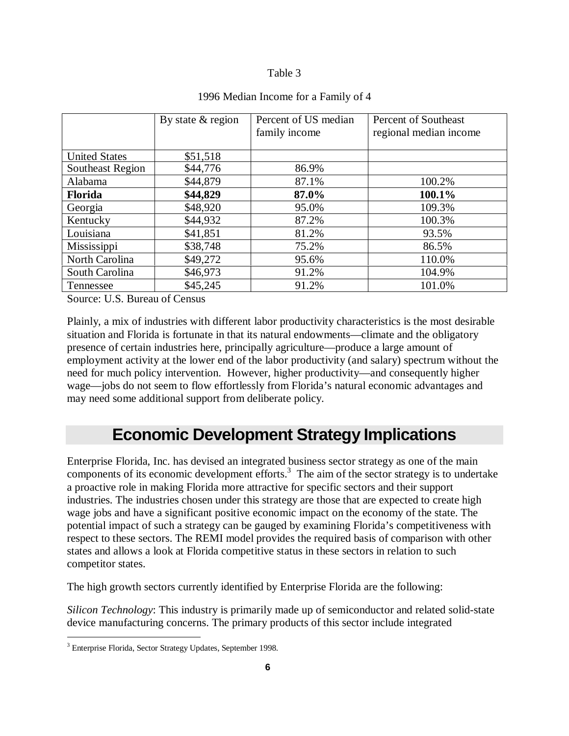Table 3

1996 Median Income for a Family of 4

| | By state & region | Percent of US median family income | Percent of Southeast regional median income |
|---|---|---|---|
| United States | $51,518 | | |
| Southeast Region | $44,776 | 86.9% | |
| Alabama | $44,879 | 87.1% | 100.2% |
| **Florida** | **$44,829** | **87.0%** | **100.1%** |
| Georgia | $48,920 | 95.0% | 109.3% |
| Kentucky | $44,932 | 87.2% | 100.3% |
| Louisiana | $41,851 | 81.2% | 93.5% |
| Mississippi | $38,748 | 75.2% | 86.5% |
| North Carolina | $49,272 | 95.6% | 110.0% |
| South Carolina | $46,973 | 91.2% | 104.9% |
| Tennessee | $45,245 | 91.2% | 101.0% |

Source: U.S. Bureau of Census

Plainly, a mix of industries with different labor productivity characteristics is the most desirable situation and Florida is fortunate in that its natural endowments—climate and the obligatory presence of certain industries here, principally agriculture—produce a large amount of employment activity at the lower end of the labor productivity (and salary) spectrum without the need for much policy intervention. However, higher productivity—and consequently higher wage—jobs do not seem to flow effortlessly from Florida's natural economic advantages and may need some additional support from deliberate policy.

## Economic Development Strategy Implications

Enterprise Florida, Inc. has devised an integrated business sector strategy as one of the main components of its economic development efforts.[3] The aim of the sector strategy is to undertake a proactive role in making Florida more attractive for specific sectors and their support industries. The industries chosen under this strategy are those that are expected to create high wage jobs and have a significant positive economic impact on the economy of the state. The potential impact of such a strategy can be gauged by examining Florida's competitiveness with respect to these sectors. The REMI model provides the required basis of comparison with other states and allows a look at Florida competitive status in these sectors in relation to such competitor states.

The high growth sectors currently identified by Enterprise Florida are the following:

*Silicon Technology*: This industry is primarily made up of semiconductor and related solid-state device manufacturing concerns. The primary products of this sector include integrated

[3] Enterprise Florida, Sector Strategy Updates, September 1998.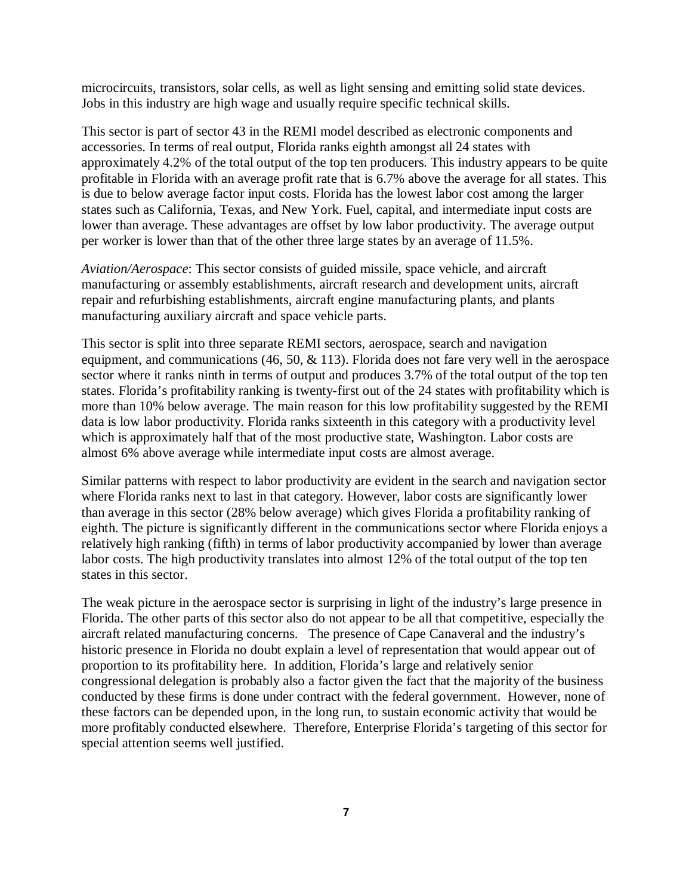microcircuits, transistors, solar cells, as well as light sensing and emitting solid state devices. Jobs in this industry are high wage and usually require specific technical skills.

This sector is part of sector 43 in the REMI model described as electronic components and accessories. In terms of real output, Florida ranks eighth amongst all 24 states with approximately 4.2% of the total output of the top ten producers. This industry appears to be quite profitable in Florida with an average profit rate that is 6.7% above the average for all states. This is due to below average factor input costs. Florida has the lowest labor cost among the larger states such as California, Texas, and New York. Fuel, capital, and intermediate input costs are lower than average. These advantages are offset by low labor productivity. The average output per worker is lower than that of the other three large states by an average of 11.5%.

*Aviation/Aerospace*: This sector consists of guided missile, space vehicle, and aircraft manufacturing or assembly establishments, aircraft research and development units, aircraft repair and refurbishing establishments, aircraft engine manufacturing plants, and plants manufacturing auxiliary aircraft and space vehicle parts.

This sector is split into three separate REMI sectors, aerospace, search and navigation equipment, and communications (46, 50, & 113). Florida does not fare very well in the aerospace sector where it ranks ninth in terms of output and produces 3.7% of the total output of the top ten states. Florida's profitability ranking is twenty-first out of the 24 states with profitability which is more than 10% below average. The main reason for this low profitability suggested by the REMI data is low labor productivity. Florida ranks sixteenth in this category with a productivity level which is approximately half that of the most productive state, Washington. Labor costs are almost 6% above average while intermediate input costs are almost average.

Similar patterns with respect to labor productivity are evident in the search and navigation sector where Florida ranks next to last in that category. However, labor costs are significantly lower than average in this sector (28% below average) which gives Florida a profitability ranking of eighth. The picture is significantly different in the communications sector where Florida enjoys a relatively high ranking (fifth) in terms of labor productivity accompanied by lower than average labor costs. The high productivity translates into almost 12% of the total output of the top ten states in this sector.

The weak picture in the aerospace sector is surprising in light of the industry's large presence in Florida. The other parts of this sector also do not appear to be all that competitive, especially the aircraft related manufacturing concerns. The presence of Cape Canaveral and the industry's historic presence in Florida no doubt explain a level of representation that would appear out of proportion to its profitability here. In addition, Florida's large and relatively senior congressional delegation is probably also a factor given the fact that the majority of the business conducted by these firms is done under contract with the federal government. However, none of these factors can be depended upon, in the long run, to sustain economic activity that would be more profitably conducted elsewhere. Therefore, Enterprise Florida's targeting of this sector for special attention seems well justified.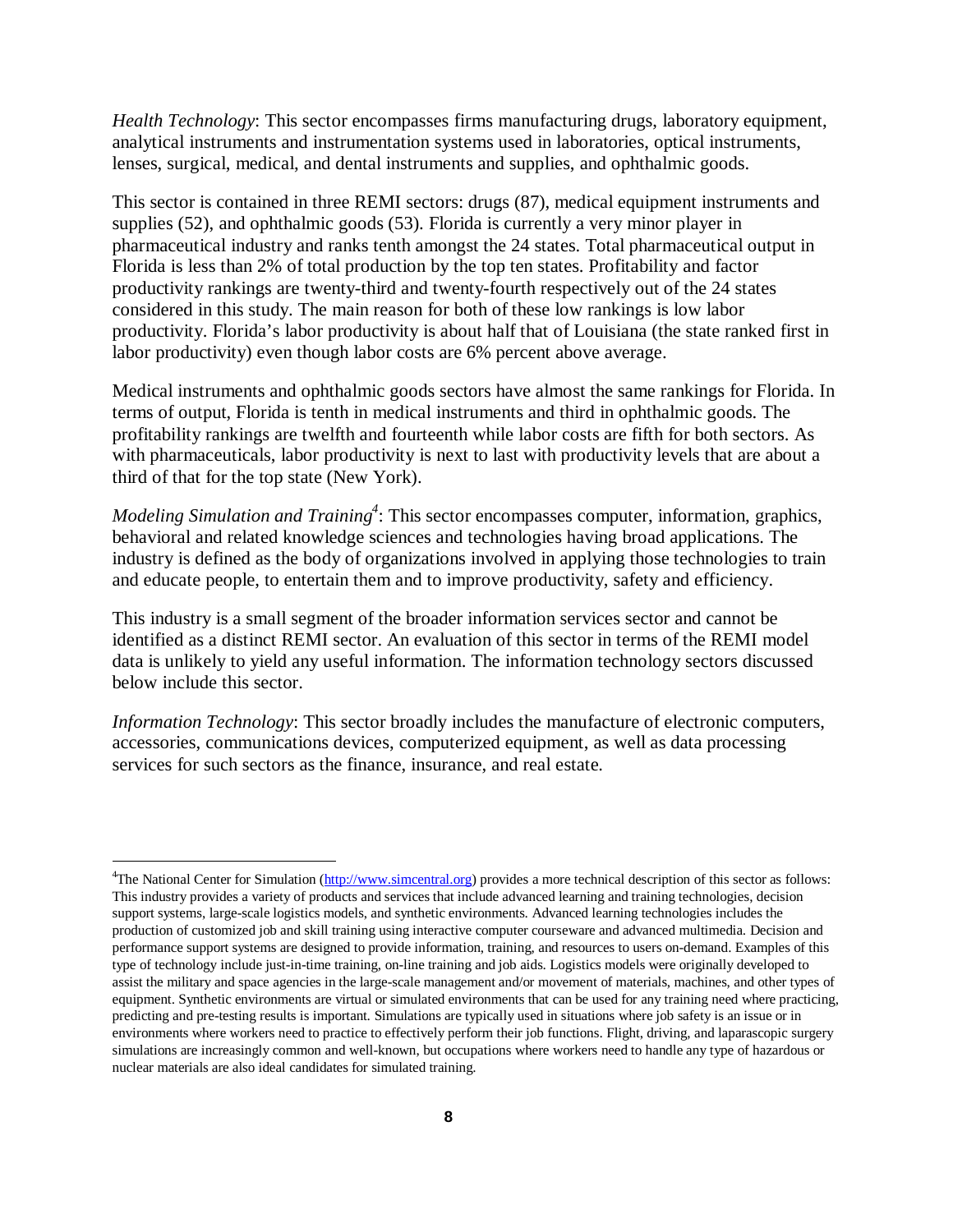*Health Technology*: This sector encompasses firms manufacturing drugs, laboratory equipment, analytical instruments and instrumentation systems used in laboratories, optical instruments, lenses, surgical, medical, and dental instruments and supplies, and ophthalmic goods.

This sector is contained in three REMI sectors: drugs (87), medical equipment instruments and supplies (52), and ophthalmic goods (53). Florida is currently a very minor player in pharmaceutical industry and ranks tenth amongst the 24 states. Total pharmaceutical output in Florida is less than 2% of total production by the top ten states. Profitability and factor productivity rankings are twenty-third and twenty-fourth respectively out of the 24 states considered in this study. The main reason for both of these low rankings is low labor productivity. Florida's labor productivity is about half that of Louisiana (the state ranked first in labor productivity) even though labor costs are 6% percent above average.

Medical instruments and ophthalmic goods sectors have almost the same rankings for Florida. In terms of output, Florida is tenth in medical instruments and third in ophthalmic goods. The profitability rankings are twelfth and fourteenth while labor costs are fifth for both sectors. As with pharmaceuticals, labor productivity is next to last with productivity levels that are about a third of that for the top state (New York).

*Modeling Simulation and Training*[4]: This sector encompasses computer, information, graphics, behavioral and related knowledge sciences and technologies having broad applications. The industry is defined as the body of organizations involved in applying those technologies to train and educate people, to entertain them and to improve productivity, safety and efficiency.

This industry is a small segment of the broader information services sector and cannot be identified as a distinct REMI sector. An evaluation of this sector in terms of the REMI model data is unlikely to yield any useful information. The information technology sectors discussed below include this sector.

*Information Technology*: This sector broadly includes the manufacture of electronic computers, accessories, communications devices, computerized equipment, as well as data processing services for such sectors as the finance, insurance, and real estate.

---

[4]The National Center for Simulation (http://www.simcentral.org) provides a more technical description of this sector as follows: This industry provides a variety of products and services that include advanced learning and training technologies, decision support systems, large-scale logistics models, and synthetic environments. Advanced learning technologies includes the production of customized job and skill training using interactive computer courseware and advanced multimedia. Decision and performance support systems are designed to provide information, training, and resources to users on-demand. Examples of this type of technology include just-in-time training, on-line training and job aids. Logistics models were originally developed to assist the military and space agencies in the large-scale management and/or movement of materials, machines, and other types of equipment. Synthetic environments are virtual or simulated environments that can be used for any training need where practicing, predicting and pre-testing results is important. Simulations are typically used in situations where job safety is an issue or in environments where workers need to practice to effectively perform their job functions. Flight, driving, and laparascopic surgery simulations are increasingly common and well-known, but occupations where workers need to handle any type of hazardous or nuclear materials are also ideal candidates for simulated training.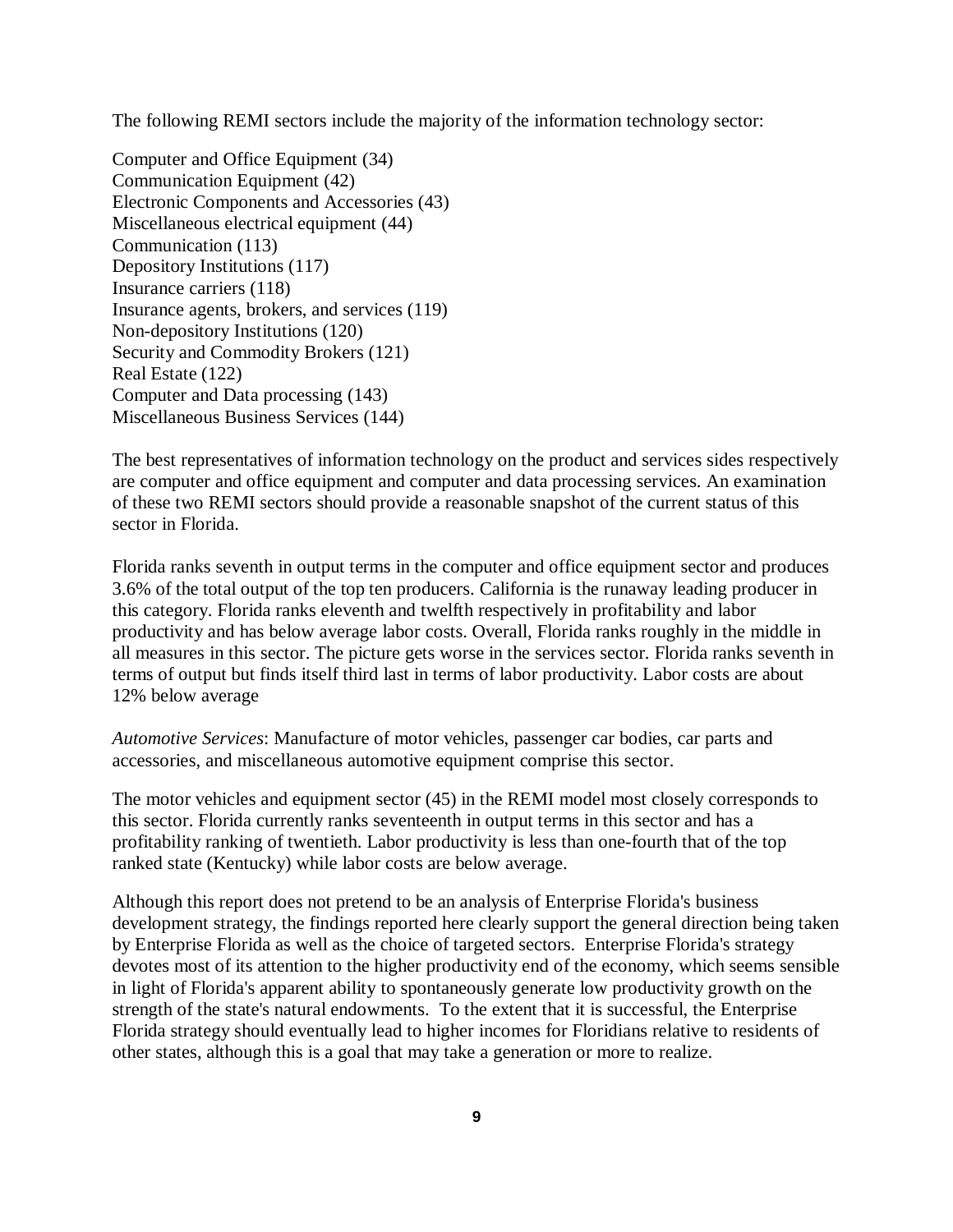The following REMI sectors include the majority of the information technology sector:

Computer and Office Equipment (34)
Communication Equipment (42)
Electronic Components and Accessories (43)
Miscellaneous electrical equipment (44)
Communication (113)
Depository Institutions (117)
Insurance carriers (118)
Insurance agents, brokers, and services (119)
Non-depository Institutions (120)
Security and Commodity Brokers (121)
Real Estate (122)
Computer and Data processing (143)
Miscellaneous Business Services (144)

The best representatives of information technology on the product and services sides respectively are computer and office equipment and computer and data processing services. An examination of these two REMI sectors should provide a reasonable snapshot of the current status of this sector in Florida.

Florida ranks seventh in output terms in the computer and office equipment sector and produces 3.6% of the total output of the top ten producers. California is the runaway leading producer in this category. Florida ranks eleventh and twelfth respectively in profitability and labor productivity and has below average labor costs. Overall, Florida ranks roughly in the middle in all measures in this sector. The picture gets worse in the services sector. Florida ranks seventh in terms of output but finds itself third last in terms of labor productivity. Labor costs are about 12% below average

*Automotive Services*: Manufacture of motor vehicles, passenger car bodies, car parts and accessories, and miscellaneous automotive equipment comprise this sector.

The motor vehicles and equipment sector (45) in the REMI model most closely corresponds to this sector. Florida currently ranks seventeenth in output terms in this sector and has a profitability ranking of twentieth. Labor productivity is less than one-fourth that of the top ranked state (Kentucky) while labor costs are below average.

Although this report does not pretend to be an analysis of Enterprise Florida's business development strategy, the findings reported here clearly support the general direction being taken by Enterprise Florida as well as the choice of targeted sectors. Enterprise Florida's strategy devotes most of its attention to the higher productivity end of the economy, which seems sensible in light of Florida's apparent ability to spontaneously generate low productivity growth on the strength of the state's natural endowments. To the extent that it is successful, the Enterprise Florida strategy should eventually lead to higher incomes for Floridians relative to residents of other states, although this is a goal that may take a generation or more to realize.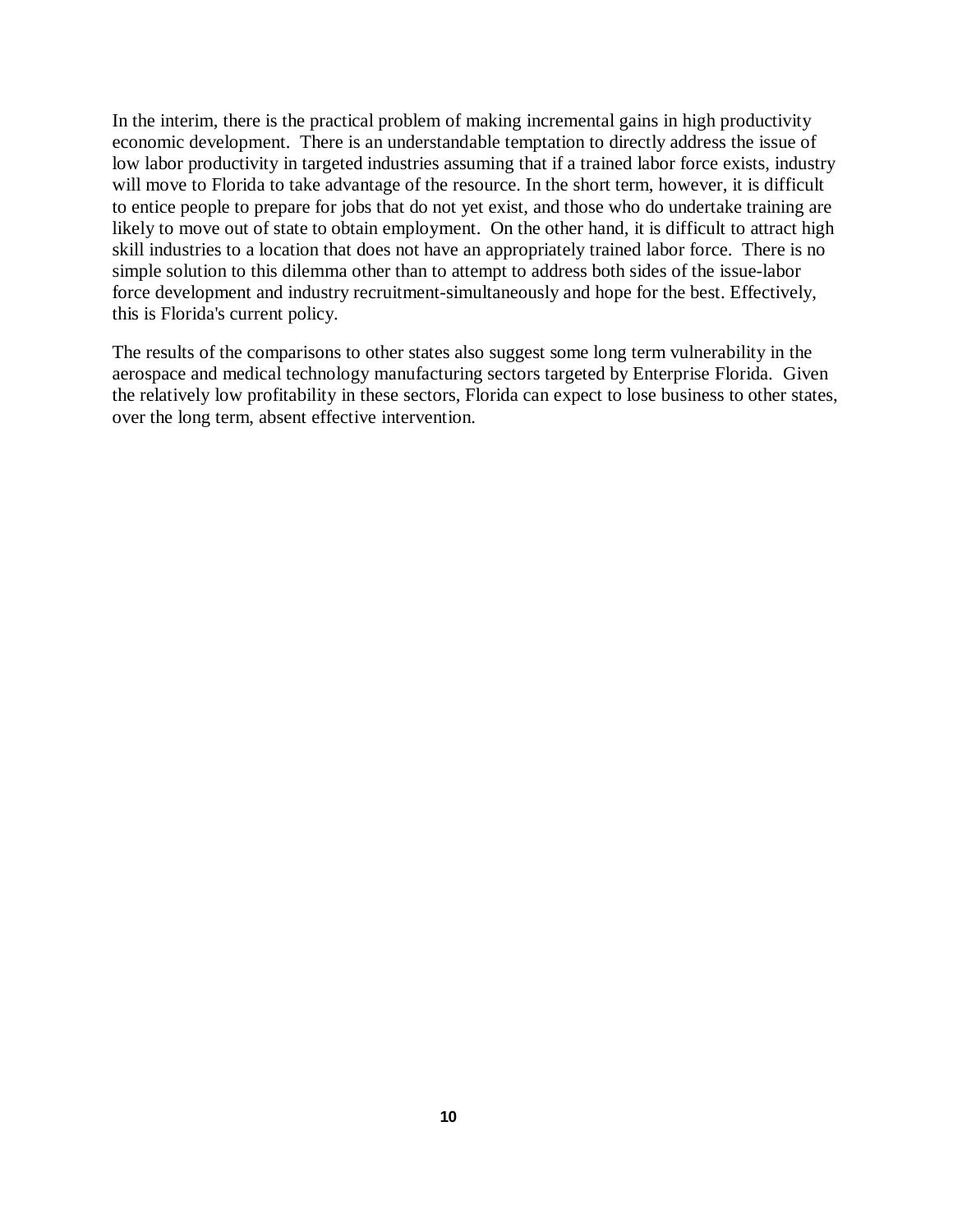In the interim, there is the practical problem of making incremental gains in high productivity economic development. There is an understandable temptation to directly address the issue of low labor productivity in targeted industries assuming that if a trained labor force exists, industry will move to Florida to take advantage of the resource. In the short term, however, it is difficult to entice people to prepare for jobs that do not yet exist, and those who do undertake training are likely to move out of state to obtain employment. On the other hand, it is difficult to attract high skill industries to a location that does not have an appropriately trained labor force. There is no simple solution to this dilemma other than to attempt to address both sides of the issue-labor force development and industry recruitment-simultaneously and hope for the best. Effectively, this is Florida's current policy.

The results of the comparisons to other states also suggest some long term vulnerability in the aerospace and medical technology manufacturing sectors targeted by Enterprise Florida. Given the relatively low profitability in these sectors, Florida can expect to lose business to other states, over the long term, absent effective intervention.